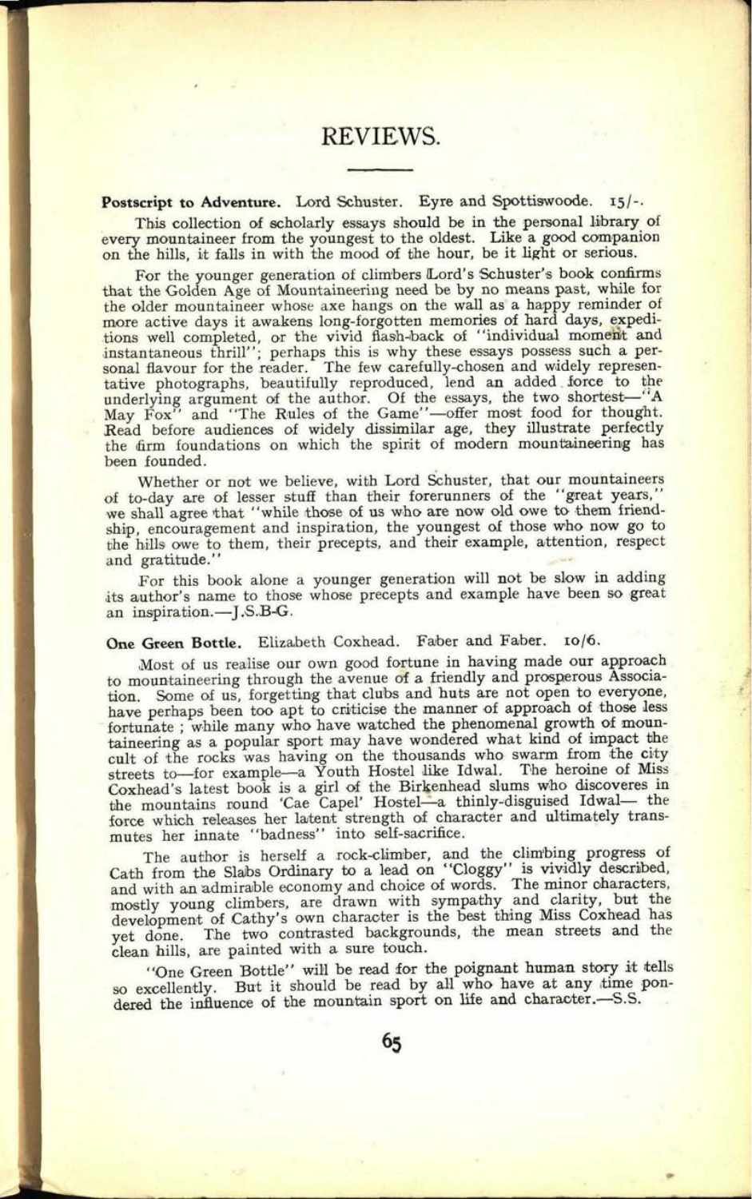# REVIEWS.

**Postscript to Adventure.** Lord Schuster. Eyre and Spottiswoode. 15/-.

This collection of scholarly essays should be in the personal library of every mountaineer from the youngest to the oldest. Like a good companion on the hills, it falls in with the mood of the hour, be it light or serious.

For the younger generation of climbers Lord's Schuster's book confirms that the Golden Age of Mountaineering need be by no means past, while for the older mountaineer whose axe hangs on the wall as a happy reminder of more active days it awakens long-forgotten memories of hard days, expeditions well completed, or the vivid flash-back of "individual moment and instantaneous thrill"; perhaps this is why these essays possess such a personal flavour for the reader. The few carefully-chosen and widely representative photographs, beautifully reproduced, lend an added force to the underlying argument of the author. Of the essays, the two shortest—"A May Fox" and "The Rules of the Game"—offer most food for thought. Read before audiences of widely dissimilar age, they illustrate perfectly the firm foundations on which the spirit of modern mountaineering has been founded.

Whether or not we believe, with Lord Schuster, that our mountaineers of to-day are of lesser stuff than their forerunners of the "great years," we shall agree that "while those of us who are now old owe to them friendship, encouragement and inspiration, the youngest of those who now go to the hills owe to them, their precepts, and their example, attention, respect and gratitude."

For this book alone a younger generation will not be slow in adding its author's name to those whose precepts and example have been so great an inspiration.—J.S.B-G.

**One Green Bottle.** Elizabeth Coxhead. Faber and Faber. 10/6.

Most of us realise our own good fortune in having made our approach to mountaineering through the avenue of a friendly and prosperous Association. Some of us, forgetting that clubs and huts are not open to everyone, have perhaps been too apt to criticise the manner of approach of those less fortunate ; while many who have watched the phenomenal growth of mountaineering as a popular sport may have wondered what kind of impact the cult of the rocks was having on the thousands who swarm from the city streets to—for example—a Youth Hostel like Idwal. The heroine of Miss Coxhead's latest book is a girl of the Birkenhead slums who discoveres in the mountains round 'Cae Capel' Hostel—a thinly-disguised Idwal— the force which releases her latent strength of character and ultimately transmutes her innate "badness" into self-sacrifice.

The author is herself a rock-climber, and the climbing progress of Cath from the Slabs Ordinary to a lead on "Cloggy" is vividly described, and with an admirable economy and choice of words. The minor characters, mostly young climbers, are drawn with sympathy and clarity, but the development of Cathy's own character is the best thing Miss Coxhead has yet done. The two contrasted backgrounds, the mean streets and the clean hills, are painted with a sure touch.

"One Green Bottle" will be read for the poignant human story it tells so excellently. But it should be read by all who have at any time pondered the influence of the mountain sport on life and character.—S.S.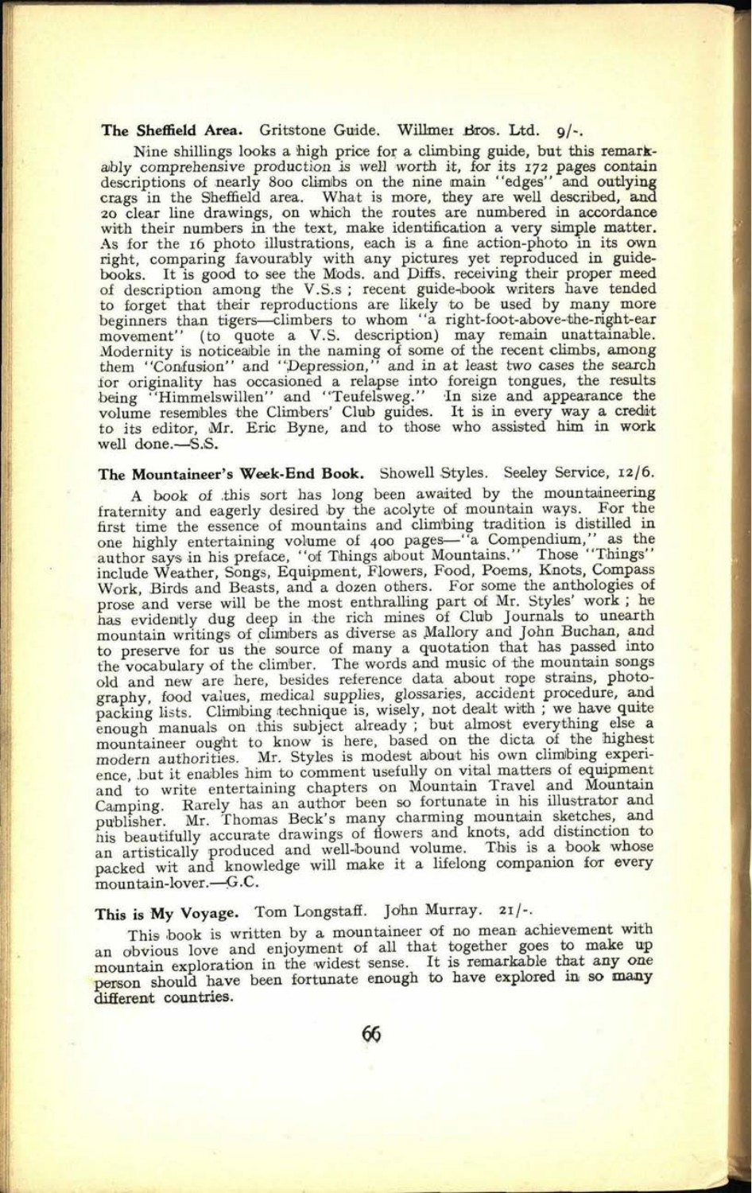**The Sheffield Area.** Gritstone Guide. Willmer Bros. Ltd. 9/-.

Nine shillings looks a high price for a climbing guide, but this remarkably comprehensive production is well worth it, for its 172 pages contain descriptions of nearly 800 climbs on the nine main "edges" and outlying crags in the Sheffield area. What is more, they are well described, and 20 clear line drawings, on which the routes are numbered in accordance with their numbers in the text, make identification a very simple matter. As for the 16 photo illustrations, each is a fine action-photo in its own right, comparing favourably with any pictures yet reproduced in guide-books. It is good to see the Mods. and Diffs. receiving their proper meed of description among the V.S.s; recent guide-book writers have tended to forget that their reproductions are likely to be used by many more beginners than tigers—climbers to whom "a right-foot-above-the-right-ear movement" (to quote a V.S. description) may remain unattainable. Modernity is noticeable in the naming of some of the recent climbs, among them "Confusion" and "Depression," and in at least two cases the search for originality has occasioned a relapse into foreign tongues, the results being "Himmelswillen" and "Teufelsweg." In size and appearance the volume resembles the Climbers' Club guides. It is in every way a credit to its editor, Mr. Eric Byne, and to those who assisted him in work well done.—S.S.

**The Mountaineer's Week-End Book.** Showell Styles. Seeley Service, 12/6.

A book of this sort has long been awaited by the mountaineering fraternity and eagerly desired by the acolyte of mountain ways. For the first time the essence of mountains and climbing tradition is distilled in one highly entertaining volume of 400 pages—"a Compendium," as the author says in his preface, "of Things about Mountains." Those "Things" include Weather, Songs, Equipment, Flowers, Food, Poems, Knots, Compass Work, Birds and Beasts, and a dozen others. For some the anthologies of prose and verse will be the most enthralling part of Mr. Styles' work; he has evidently dug deep in the rich mines of Club Journals to unearth mountain writings of climbers as diverse as Mallory and John Buchan, and to preserve for us the source of many a quotation that has passed into the vocabulary of the climber. The words and music of the mountain songs old and new are here, besides reference data about rope strains, photography, food values, medical supplies, glossaries, accident procedure, and packing lists. Climbing technique is, wisely, not dealt with; we have quite enough manuals on this subject already; but almost everything else a mountaineer ought to know is here, based on the dicta of the highest modern authorities. Mr. Styles is modest about his own climbing experience, but it enables him to comment usefully on vital matters of equipment and to write entertaining chapters on Mountain Travel and Mountain Camping. Rarely has an author been so fortunate in his illustrator and publisher. Mr. Thomas Beck's many charming mountain sketches, and his beautifully accurate drawings of flowers and knots, add distinction to an artistically produced and well-bound volume. This is a book whose packed wit and knowledge will make it a lifelong companion for every mountain-lover.—G.C.

**This is My Voyage.** Tom Longstaff. John Murray. 21/-.

This book is written by a mountaineer of no mean achievement with an obvious love and enjoyment of all that together goes to make up mountain exploration in the widest sense. It is remarkable that any one person should have been fortunate enough to have explored in so many different countries.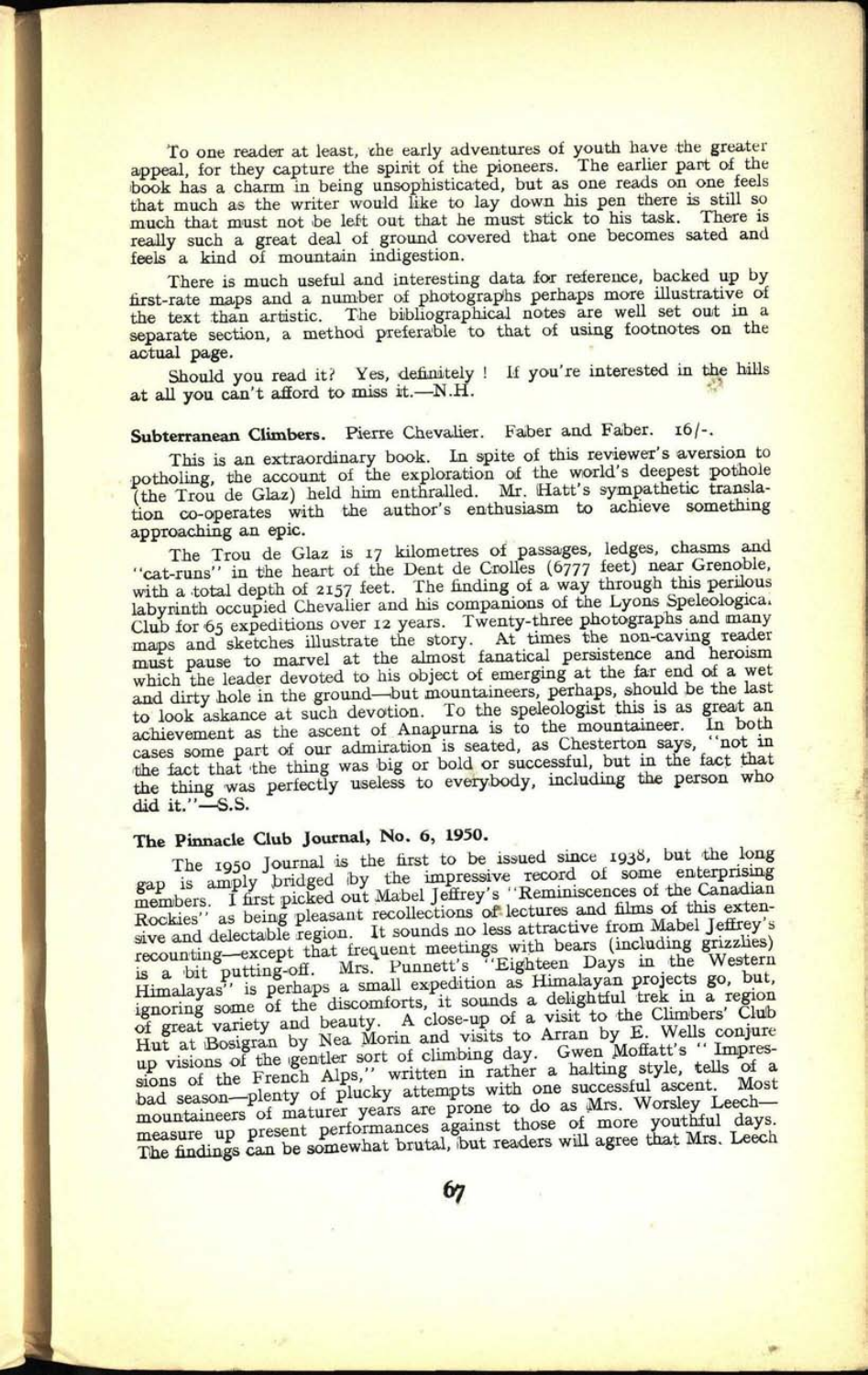To one reader at least, the early adventures of youth have the greater appeal, for they capture the spirit of the pioneers. The earlier part of the book has a charm in being unsophisticated, but as one reads on one feels that much as the writer would like to lay down his pen there is still so much that must not be left out that he must stick to his task. There is really such a great deal of ground covered that one becomes sated and feels a kind of mountain indigestion.

There is much useful and interesting data for reference, backed up by first-rate maps and a number of photographs perhaps more illustrative of the text than artistic. The bibliographical notes are well set out in a separate section, a method preferable to that of using footnotes on the actual page.

Should you read it? Yes, definitely! If you're interested in the hills at all you can't afford to miss it.—N.H.

**Subterranean Climbers.** Pierre Chevalier. Faber and Faber. 16/-.

This is an extraordinary book. In spite of this reviewer's aversion to potholing, the account of the exploration of the world's deepest pothole (the Trou de Glaz) held him enthralled. Mr. Hatt's sympathetic translation co-operates with the author's enthusiasm to achieve something approaching an epic.

The Trou de Glaz is 17 kilometres of passages, ledges, chasms and "cat-runs" in the heart of the Dent de Crolles (6777 feet) near Grenoble, with a total depth of 2157 feet. The finding of a way through this perilous labyrinth occupied Chevalier and his companions of the Lyons Speleologica. Club for 65 expeditions over 12 years. Twenty-three photographs and many maps and sketches illustrate the story. At times the non-caving reader must pause to marvel at the almost fanatical persistence and heroism which the leader devoted to his object of emerging at the far end of a wet and dirty hole in the ground—but mountaineers, perhaps, should be the last to look askance at such devotion. To the speleologist this is as great an achievement as the ascent of Anapurna is to the mountaineer. In both cases some part of our admiration is seated, as Chesterton says, "not in the fact that the thing was big or bold or successful, but in the fact that the thing was perfectly useless to everybody, including the person who did it."—S.S.

**The Pinnacle Club Journal, No. 6, 1950.**

The 1950 Journal is the first to be issued since 1938, but the long gap is amply bridged by the impressive record of some enterprising members. I first picked out Mabel Jeffrey's "Reminiscences of the Canadian Rockies" as being pleasant recollections of lectures and films of this extensive and delectable region. It sounds no less attractive from Mabel Jeffrey's recounting—except that frequent meetings with bears (including grizzlies) is a bit putting-off. Mrs. Punnett's "Eighteen Days in the Western Himalayas" is perhaps a small expedition as Himalayan projects go, but, ignoring some of the discomforts, it sounds a delightful trek in a region of great variety and beauty. A close-up of a visit to the Climbers' Club Hut at Bosigran by Nea Morin and visits to Arran by E. Wells conjure up visions of the gentler sort of climbing day. Gwen Moffatt's "Impressions of the French Alps," written in rather a halting style, tells of a bad season—plenty of plucky attempts with one successful ascent. Most mountaineers of maturer years are prone to do as Mrs. Worsley Leech—measure up present performances against those of more youthful days. The findings can be somewhat brutal, but readers will agree that Mrs. Leech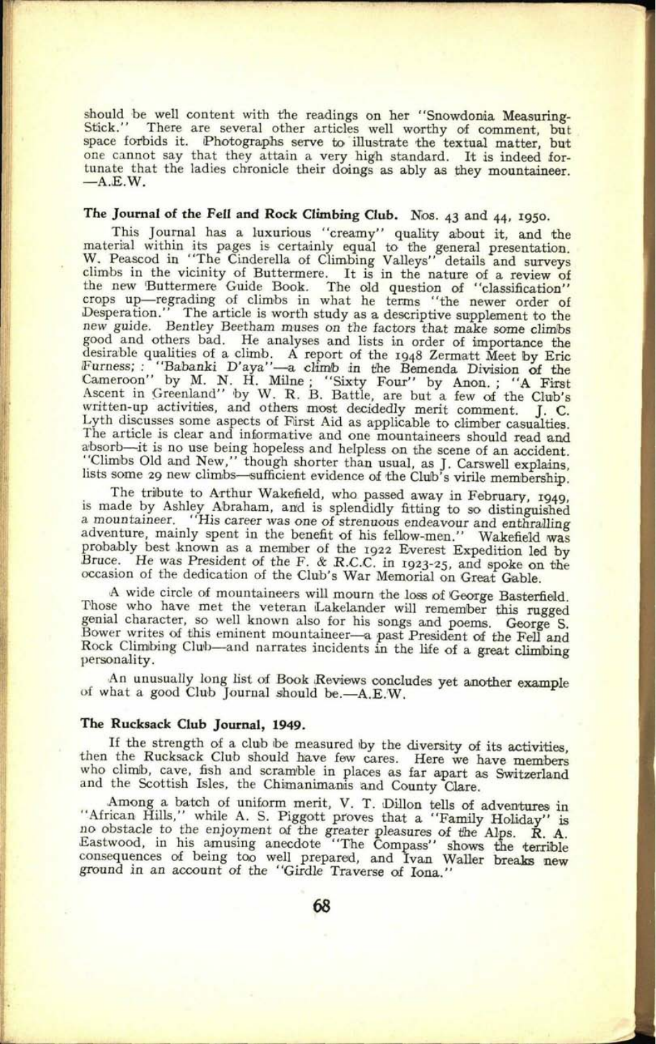should be well content with the readings on her "Snowdonia Measuring-Stick." There are several other articles well worthy of comment, but space forbids it. Photographs serve to illustrate the textual matter, but one cannot say that they attain a very high standard. It is indeed fortunate that the ladies chronicle their doings as ably as they mountaineer. —A.E.W.

**The Journal of the Fell and Rock Climbing Club.** Nos. 43 and 44, 1950.

This Journal has a luxurious "creamy" quality about it, and the material within its pages is certainly equal to the general presentation. W. Peascod in "The Cinderella of Climbing Valleys" details and surveys climbs in the vicinity of Buttermere. It is in the nature of a review of the new Buttermere Guide Book. The old question of "classification" crops up—regrading of climbs in what he terms "the newer order of Desperation." The article is worth study as a descriptive supplement to the new guide. Bentley Beetham muses on the factors that make some climbs good and others bad. He analyses and lists in order of importance the desirable qualities of a climb. A report of the 1948 Zermatt Meet by Eric Furness; : "Babanki D'aya"—a climb in the Bemenda Division of the Cameroon" by M. N. H. Milne; "Sixty Four" by Anon.; "A First Ascent in Greenland" by W. R. B. Battle, are but a few of the Club's written-up activities, and others most decidedly merit comment. J. C. Lyth discusses some aspects of First Aid as applicable to climber casualties. The article is clear and informative and one mountaineers should read and absorb—it is no use being hopeless and helpless on the scene of an accident. "Climbs Old and New," though shorter than usual, as J. Carswell explains, lists some 29 new climbs—sufficient evidence of the Club's virile membership.

The tribute to Arthur Wakefield, who passed away in February, 1949, is made by Ashley Abraham, and is splendidly fitting to so distinguished a mountaineer. "His career was one of strenuous endeavour and enthralling adventure, mainly spent in the benefit of his fellow-men." Wakefield was probably best known as a member of the 1922 Everest Expedition led by Bruce. He was President of the F. & R.C.C. in 1923-25, and spoke on the occasion of the dedication of the Club's War Memorial on Great Gable.

A wide circle of mountaineers will mourn the loss of George Basterfield. Those who have met the veteran Lakelander will remember this rugged genial character, so well known also for his songs and poems. George S. Bower writes of this eminent mountaineer—a past President of the Fell and Rock Climbing Club—and narrates incidents in the life of a great climbing personality.

An unusually long list of Book Reviews concludes yet another example of what a good Club Journal should be.—A.E.W.

**The Rucksack Club Journal, 1949.**

If the strength of a club be measured by the diversity of its activities, then the Rucksack Club should have few cares. Here we have members who climb, cave, fish and scramble in places as far apart as Switzerland and the Scottish Isles, the Chimanimanis and County Clare.

Among a batch of uniform merit, V. T. Dillon tells of adventures in "African Hills," while A. S. Piggott proves that a "Family Holiday" is no obstacle to the enjoyment of the greater pleasures of the Alps. R. A. Eastwood, in his amusing anecdote "The Compass" shows the terrible consequences of being too well prepared, and Ivan Waller breaks new ground in an account of the "Girdle Traverse of Iona."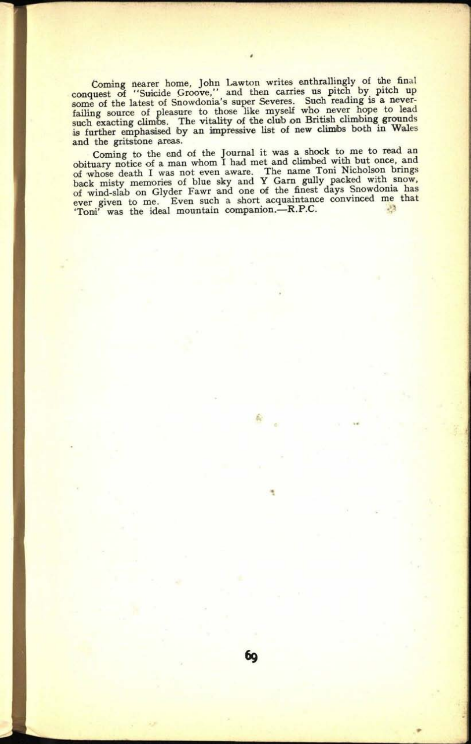Coming nearer home, John Lawton writes enthrallingly of the final conquest of "Suicide Groove," and then carries us pitch by pitch up some of the latest of Snowdonia's super Severes. Such reading is a never-failing source of pleasure to those like myself who never hope to lead such exacting climbs. The vitality of the club on British climbing grounds is further emphasised by an impressive list of new climbs both in Wales and the gritstone areas.

Coming to the end of the Journal it was a shock to me to read an obituary notice of a man whom I had met and climbed with but once, and of whose death I was not even aware. The name Toni Nicholson brings back misty memories of blue sky and Y Garn gully packed with snow, of wind-slab on Glyder Fawr and one of the finest days Snowdonia has ever given to me. Even such a short acquaintance convinced me that 'Toni' was the ideal mountain companion.—R.P.C.